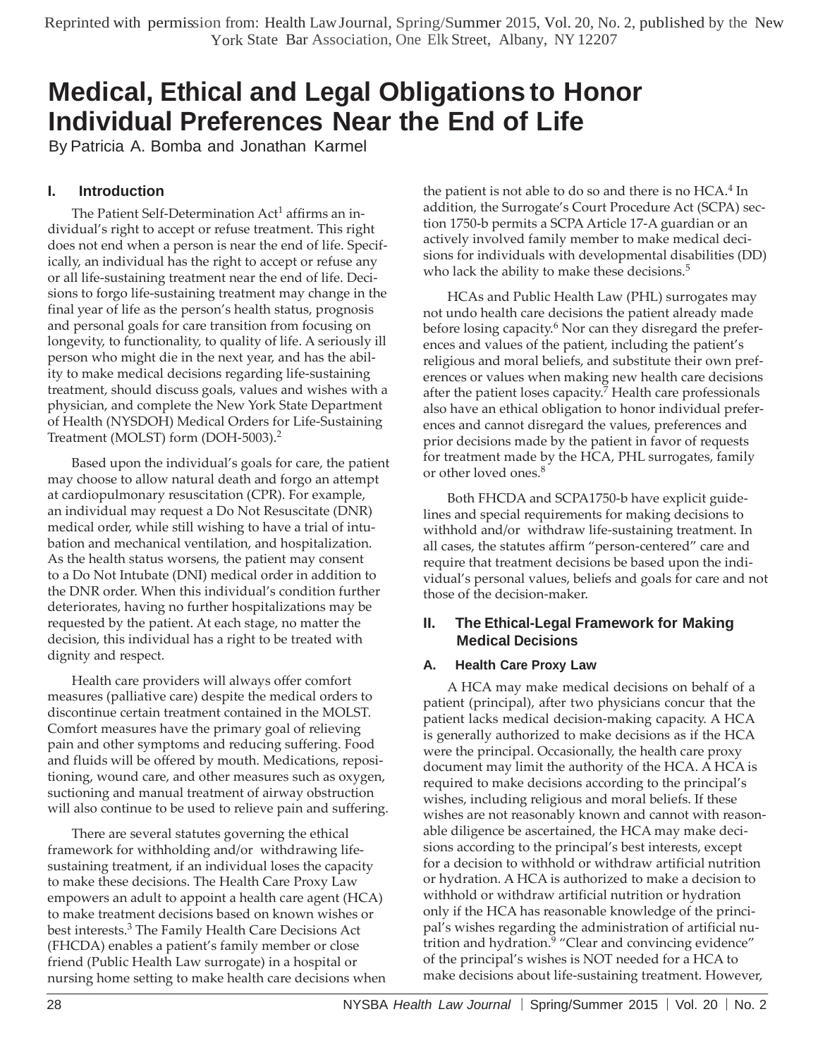Reprinted with permission from: Health Law Journal, Spring/Summer 2015, Vol. 20, No. 2, published by the New York State Bar Association, One Elk Street, Albany, NY 12207

# Medical, Ethical and Legal Obligations to Honor Individual Preferences Near the End of Life

By Patricia A. Bomba and Jonathan Karmel

## I. Introduction

The Patient Self-Determination Act[1] affirms an individual's right to accept or refuse treatment. This right does not end when a person is near the end of life. Specifically, an individual has the right to accept or refuse any or all life-sustaining treatment near the end of life. Decisions to forgo life-sustaining treatment may change in the final year of life as the person's health status, prognosis and personal goals for care transition from focusing on longevity, to functionality, to quality of life. A seriously ill person who might die in the next year, and has the ability to make medical decisions regarding life-sustaining treatment, should discuss goals, values and wishes with a physician, and complete the New York State Department of Health (NYSDOH) Medical Orders for Life-Sustaining Treatment (MOLST) form (DOH-5003).[2]

Based upon the individual's goals for care, the patient may choose to allow natural death and forgo an attempt at cardiopulmonary resuscitation (CPR). For example, an individual may request a Do Not Resuscitate (DNR) medical order, while still wishing to have a trial of intubation and mechanical ventilation, and hospitalization. As the health status worsens, the patient may consent to a Do Not Intubate (DNI) medical order in addition to the DNR order. When this individual's condition further deteriorates, having no further hospitalizations may be requested by the patient. At each stage, no matter the decision, this individual has a right to be treated with dignity and respect.

Health care providers will always offer comfort measures (palliative care) despite the medical orders to discontinue certain treatment contained in the MOLST. Comfort measures have the primary goal of relieving pain and other symptoms and reducing suffering. Food and fluids will be offered by mouth. Medications, repositioning, wound care, and other measures such as oxygen, suctioning and manual treatment of airway obstruction will also continue to be used to relieve pain and suffering.

There are several statutes governing the ethical framework for withholding and/or withdrawing life-sustaining treatment, if an individual loses the capacity to make these decisions. The Health Care Proxy Law empowers an adult to appoint a health care agent (HCA) to make treatment decisions based on known wishes or best interests.[3] The Family Health Care Decisions Act (FHCDA) enables a patient's family member or close friend (Public Health Law surrogate) in a hospital or nursing home setting to make health care decisions when the patient is not able to do so and there is no HCA.[4] In addition, the Surrogate's Court Procedure Act (SCPA) section 1750-b permits a SCPA Article 17-A guardian or an actively involved family member to make medical decisions for individuals with developmental disabilities (DD) who lack the ability to make these decisions.[5]

HCAs and Public Health Law (PHL) surrogates may not undo health care decisions the patient already made before losing capacity.[6] Nor can they disregard the preferences and values of the patient, including the patient's religious and moral beliefs, and substitute their own preferences or values when making new health care decisions after the patient loses capacity.[7] Health care professionals also have an ethical obligation to honor individual preferences and cannot disregard the values, preferences and prior decisions made by the patient in favor of requests for treatment made by the HCA, PHL surrogates, family or other loved ones.[8]

Both FHCDA and SCPA1750-b have explicit guidelines and special requirements for making decisions to withhold and/or withdraw life-sustaining treatment. In all cases, the statutes affirm "person-centered" care and require that treatment decisions be based upon the individual's personal values, beliefs and goals for care and not those of the decision-maker.

## II. The Ethical-Legal Framework for Making Medical Decisions

### A. Health Care Proxy Law

A HCA may make medical decisions on behalf of a patient (principal), after two physicians concur that the patient lacks medical decision-making capacity. A HCA is generally authorized to make decisions as if the HCA were the principal. Occasionally, the health care proxy document may limit the authority of the HCA. A HCA is required to make decisions according to the principal's wishes, including religious and moral beliefs. If these wishes are not reasonably known and cannot with reasonable diligence be ascertained, the HCA may make decisions according to the principal's best interests, except for a decision to withhold or withdraw artificial nutrition or hydration. A HCA is authorized to make a decision to withhold or withdraw artificial nutrition or hydration only if the HCA has reasonable knowledge of the principal's wishes regarding the administration of artificial nutrition and hydration.[9] "Clear and convincing evidence" of the principal's wishes is NOT needed for a HCA to make decisions about life-sustaining treatment. However,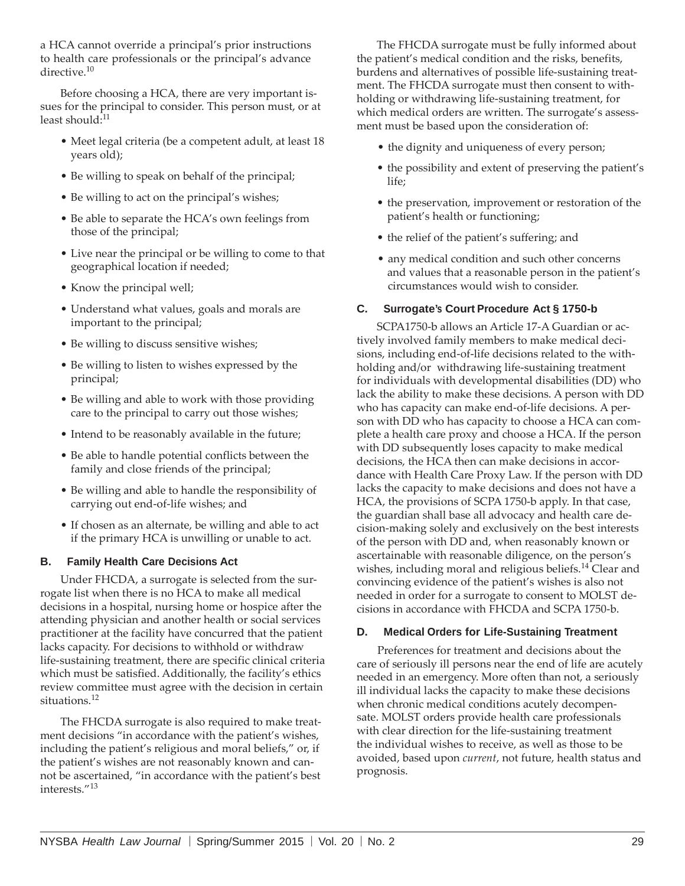a HCA cannot override a principal's prior instructions to health care professionals or the principal's advance directive.[10]

Before choosing a HCA, there are very important issues for the principal to consider. This person must, or at least should:[11]

- Meet legal criteria (be a competent adult, at least 18 years old);
- Be willing to speak on behalf of the principal;
- Be willing to act on the principal's wishes;
- Be able to separate the HCA's own feelings from those of the principal;
- Live near the principal or be willing to come to that geographical location if needed;
- Know the principal well;
- Understand what values, goals and morals are important to the principal;
- Be willing to discuss sensitive wishes;
- Be willing to listen to wishes expressed by the principal;
- Be willing and able to work with those providing care to the principal to carry out those wishes;
- Intend to be reasonably available in the future;
- Be able to handle potential conflicts between the family and close friends of the principal;
- Be willing and able to handle the responsibility of carrying out end-of-life wishes; and
- If chosen as an alternate, be willing and able to act if the primary HCA is unwilling or unable to act.

### B. Family Health Care Decisions Act

Under FHCDA, a surrogate is selected from the surrogate list when there is no HCA to make all medical decisions in a hospital, nursing home or hospice after the attending physician and another health or social services practitioner at the facility have concurred that the patient lacks capacity. For decisions to withhold or withdraw life-sustaining treatment, there are specific clinical criteria which must be satisfied. Additionally, the facility's ethics review committee must agree with the decision in certain situations.[12]

The FHCDA surrogate is also required to make treatment decisions "in accordance with the patient's wishes, including the patient's religious and moral beliefs," or, if the patient's wishes are not reasonably known and cannot be ascertained, "in accordance with the patient's best interests."[13]

The FHCDA surrogate must be fully informed about the patient's medical condition and the risks, benefits, burdens and alternatives of possible life-sustaining treatment. The FHCDA surrogate must then consent to withholding or withdrawing life-sustaining treatment, for which medical orders are written. The surrogate's assessment must be based upon the consideration of:

- the dignity and uniqueness of every person;
- the possibility and extent of preserving the patient's life;
- the preservation, improvement or restoration of the patient's health or functioning;
- the relief of the patient's suffering; and
- any medical condition and such other concerns and values that a reasonable person in the patient's circumstances would wish to consider.

### C. Surrogate's Court Procedure Act § 1750-b

SCPA1750-b allows an Article 17-A Guardian or actively involved family members to make medical decisions, including end-of-life decisions related to the withholding and/or withdrawing life-sustaining treatment for individuals with developmental disabilities (DD) who lack the ability to make these decisions. A person with DD who has capacity can make end-of-life decisions. A person with DD who has capacity to choose a HCA can complete a health care proxy and choose a HCA. If the person with DD subsequently loses capacity to make medical decisions, the HCA then can make decisions in accordance with Health Care Proxy Law. If the person with DD lacks the capacity to make decisions and does not have a HCA, the provisions of SCPA 1750-b apply. In that case, the guardian shall base all advocacy and health care decision-making solely and exclusively on the best interests of the person with DD and, when reasonably known or ascertainable with reasonable diligence, on the person's wishes, including moral and religious beliefs.[14] Clear and convincing evidence of the patient's wishes is also not needed in order for a surrogate to consent to MOLST decisions in accordance with FHCDA and SCPA 1750-b.

### D. Medical Orders for Life-Sustaining Treatment

Preferences for treatment and decisions about the care of seriously ill persons near the end of life are acutely needed in an emergency. More often than not, a seriously ill individual lacks the capacity to make these decisions when chronic medical conditions acutely decompensate. MOLST orders provide health care professionals with clear direction for the life-sustaining treatment the individual wishes to receive, as well as those to be avoided, based upon *current*, not future, health status and prognosis.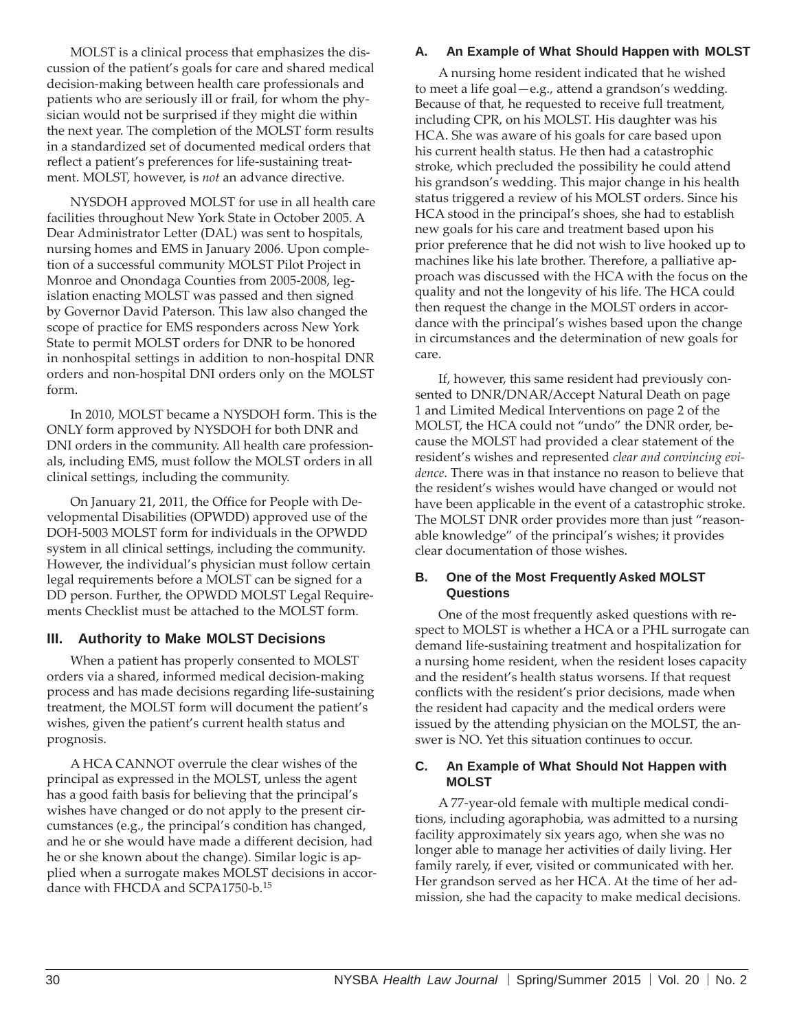MOLST is a clinical process that emphasizes the discussion of the patient's goals for care and shared medical decision-making between health care professionals and patients who are seriously ill or frail, for whom the physician would not be surprised if they might die within the next year. The completion of the MOLST form results in a standardized set of documented medical orders that reflect a patient's preferences for life-sustaining treatment. MOLST, however, is *not* an advance directive.

NYSDOH approved MOLST for use in all health care facilities throughout New York State in October 2005. A Dear Administrator Letter (DAL) was sent to hospitals, nursing homes and EMS in January 2006. Upon completion of a successful community MOLST Pilot Project in Monroe and Onondaga Counties from 2005-2008, legislation enacting MOLST was passed and then signed by Governor David Paterson. This law also changed the scope of practice for EMS responders across New York State to permit MOLST orders for DNR to be honored in nonhospital settings in addition to non-hospital DNR orders and non-hospital DNI orders only on the MOLST form.

In 2010, MOLST became a NYSDOH form. This is the ONLY form approved by NYSDOH for both DNR and DNI orders in the community. All health care professionals, including EMS, must follow the MOLST orders in all clinical settings, including the community.

On January 21, 2011, the Office for People with Developmental Disabilities (OPWDD) approved use of the DOH-5003 MOLST form for individuals in the OPWDD system in all clinical settings, including the community. However, the individual's physician must follow certain legal requirements before a MOLST can be signed for a DD person. Further, the OPWDD MOLST Legal Requirements Checklist must be attached to the MOLST form.

## III. Authority to Make MOLST Decisions

When a patient has properly consented to MOLST orders via a shared, informed medical decision-making process and has made decisions regarding life-sustaining treatment, the MOLST form will document the patient's wishes, given the patient's current health status and prognosis.

A HCA CANNOT overrule the clear wishes of the principal as expressed in the MOLST, unless the agent has a good faith basis for believing that the principal's wishes have changed or do not apply to the present circumstances (e.g., the principal's condition has changed, and he or she would have made a different decision, had he or she known about the change). Similar logic is applied when a surrogate makes MOLST decisions in accordance with FHCDA and SCPA1750-b.[15]

### A. An Example of What Should Happen with MOLST

A nursing home resident indicated that he wished to meet a life goal—e.g., attend a grandson's wedding. Because of that, he requested to receive full treatment, including CPR, on his MOLST. His daughter was his HCA. She was aware of his goals for care based upon his current health status. He then had a catastrophic stroke, which precluded the possibility he could attend his grandson's wedding. This major change in his health status triggered a review of his MOLST orders. Since his HCA stood in the principal's shoes, she had to establish new goals for his care and treatment based upon his prior preference that he did not wish to live hooked up to machines like his late brother. Therefore, a palliative approach was discussed with the HCA with the focus on the quality and not the longevity of his life. The HCA could then request the change in the MOLST orders in accordance with the principal's wishes based upon the change in circumstances and the determination of new goals for care.

If, however, this same resident had previously consented to DNR/DNAR/Accept Natural Death on page 1 and Limited Medical Interventions on page 2 of the MOLST, the HCA could not "undo" the DNR order, because the MOLST had provided a clear statement of the resident's wishes and represented *clear and convincing evidence*. There was in that instance no reason to believe that the resident's wishes would have changed or would not have been applicable in the event of a catastrophic stroke. The MOLST DNR order provides more than just "reasonable knowledge" of the principal's wishes; it provides clear documentation of those wishes.

### B. One of the Most Frequently Asked MOLST Questions

One of the most frequently asked questions with respect to MOLST is whether a HCA or a PHL surrogate can demand life-sustaining treatment and hospitalization for a nursing home resident, when the resident loses capacity and the resident's health status worsens. If that request conflicts with the resident's prior decisions, made when the resident had capacity and the medical orders were issued by the attending physician on the MOLST, the answer is NO. Yet this situation continues to occur.

### C. An Example of What Should Not Happen with MOLST

A 77-year-old female with multiple medical conditions, including agoraphobia, was admitted to a nursing facility approximately six years ago, when she was no longer able to manage her activities of daily living. Her family rarely, if ever, visited or communicated with her. Her grandson served as her HCA. At the time of her admission, she had the capacity to make medical decisions.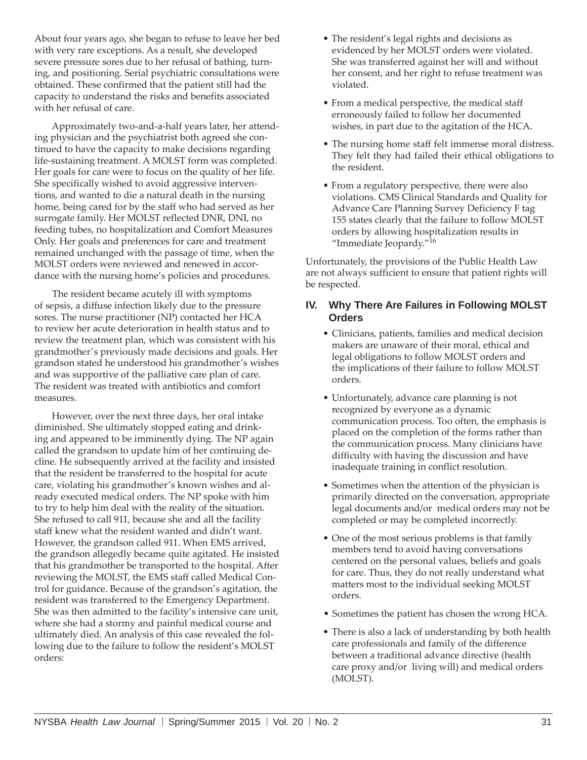About four years ago, she began to refuse to leave her bed with very rare exceptions. As a result, she developed severe pressure sores due to her refusal of bathing, turning, and positioning. Serial psychiatric consultations were obtained. These confirmed that the patient still had the capacity to understand the risks and benefits associated with her refusal of care.

Approximately two-and-a-half years later, her attending physician and the psychiatrist both agreed she continued to have the capacity to make decisions regarding life-sustaining treatment. A MOLST form was completed. Her goals for care were to focus on the quality of her life. She specifically wished to avoid aggressive interventions, and wanted to die a natural death in the nursing home, being cared for by the staff who had served as her surrogate family. Her MOLST reflected DNR, DNI, no feeding tubes, no hospitalization and Comfort Measures Only. Her goals and preferences for care and treatment remained unchanged with the passage of time, when the MOLST orders were reviewed and renewed in accordance with the nursing home's policies and procedures.

The resident became acutely ill with symptoms of sepsis, a diffuse infection likely due to the pressure sores. The nurse practitioner (NP) contacted her HCA to review her acute deterioration in health status and to review the treatment plan, which was consistent with his grandmother's previously made decisions and goals. Her grandson stated he understood his grandmother's wishes and was supportive of the palliative care plan of care. The resident was treated with antibiotics and comfort measures.

However, over the next three days, her oral intake diminished. She ultimately stopped eating and drinking and appeared to be imminently dying. The NP again called the grandson to update him of her continuing decline. He subsequently arrived at the facility and insisted that the resident be transferred to the hospital for acute care, violating his grandmother's known wishes and already executed medical orders. The NP spoke with him to try to help him deal with the reality of the situation. She refused to call 911, because she and all the facility staff knew what the resident wanted and didn't want. However, the grandson called 911. When EMS arrived, the grandson allegedly became quite agitated. He insisted that his grandmother be transported to the hospital. After reviewing the MOLST, the EMS staff called Medical Control for guidance. Because of the grandson's agitation, the resident was transferred to the Emergency Department. She was then admitted to the facility's intensive care unit, where she had a stormy and painful medical course and ultimately died. An analysis of this case revealed the following due to the failure to follow the resident's MOLST orders:

- The resident's legal rights and decisions as evidenced by her MOLST orders were violated. She was transferred against her will and without her consent, and her right to refuse treatment was violated.
- From a medical perspective, the medical staff erroneously failed to follow her documented wishes, in part due to the agitation of the HCA.
- The nursing home staff felt immense moral distress. They felt they had failed their ethical obligations to the resident.
- From a regulatory perspective, there were also violations. CMS Clinical Standards and Quality for Advance Care Planning Survey Deficiency F tag 155 states clearly that the failure to follow MOLST orders by allowing hospitalization results in "Immediate Jeopardy."[16]

Unfortunately, the provisions of the Public Health Law are not always sufficient to ensure that patient rights will be respected.

## IV. Why There Are Failures in Following MOLST Orders

- Clinicians, patients, families and medical decision makers are unaware of their moral, ethical and legal obligations to follow MOLST orders and the implications of their failure to follow MOLST orders.
- Unfortunately, advance care planning is not recognized by everyone as a dynamic communication process. Too often, the emphasis is placed on the completion of the forms rather than the communication process. Many clinicians have difficulty with having the discussion and have inadequate training in conflict resolution.
- Sometimes when the attention of the physician is primarily directed on the conversation, appropriate legal documents and/or medical orders may not be completed or may be completed incorrectly.
- One of the most serious problems is that family members tend to avoid having conversations centered on the personal values, beliefs and goals for care. Thus, they do not really understand what matters most to the individual seeking MOLST orders.
- Sometimes the patient has chosen the wrong HCA.
- There is also a lack of understanding by both health care professionals and family of the difference between a traditional advance directive (health care proxy and/or living will) and medical orders (MOLST).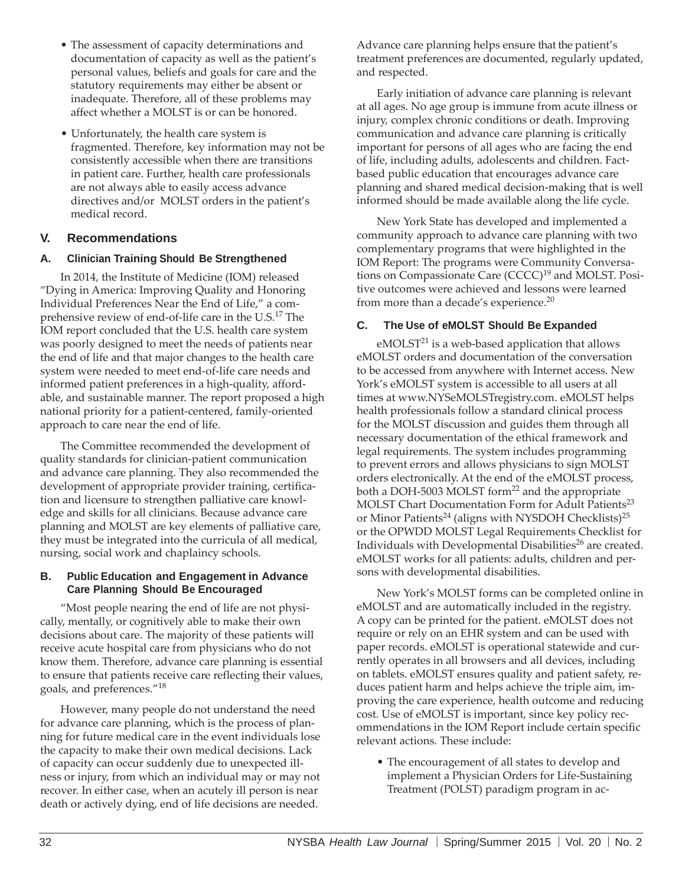- The assessment of capacity determinations and documentation of capacity as well as the patient's personal values, beliefs and goals for care and the statutory requirements may either be absent or inadequate. Therefore, all of these problems may affect whether a MOLST is or can be honored.
- Unfortunately, the health care system is fragmented. Therefore, key information may not be consistently accessible when there are transitions in patient care. Further, health care professionals are not always able to easily access advance directives and/or MOLST orders in the patient's medical record.

## V. Recommendations

### A. Clinician Training Should Be Strengthened

In 2014, the Institute of Medicine (IOM) released "Dying in America: Improving Quality and Honoring Individual Preferences Near the End of Life," a comprehensive review of end-of-life care in the U.S.[17] The IOM report concluded that the U.S. health care system was poorly designed to meet the needs of patients near the end of life and that major changes to the health care system were needed to meet end-of-life care needs and informed patient preferences in a high-quality, affordable, and sustainable manner. The report proposed a high national priority for a patient-centered, family-oriented approach to care near the end of life.

The Committee recommended the development of quality standards for clinician-patient communication and advance care planning. They also recommended the development of appropriate provider training, certification and licensure to strengthen palliative care knowledge and skills for all clinicians. Because advance care planning and MOLST are key elements of palliative care, they must be integrated into the curricula of all medical, nursing, social work and chaplaincy schools.

### B. Public Education and Engagement in Advance Care Planning Should Be Encouraged

"Most people nearing the end of life are not physically, mentally, or cognitively able to make their own decisions about care. The majority of these patients will receive acute hospital care from physicians who do not know them. Therefore, advance care planning is essential to ensure that patients receive care reflecting their values, goals, and preferences."[18]

However, many people do not understand the need for advance care planning, which is the process of planning for future medical care in the event individuals lose the capacity to make their own medical decisions. Lack of capacity can occur suddenly due to unexpected illness or injury, from which an individual may or may not recover. In either case, when an acutely ill person is near death or actively dying, end of life decisions are needed. Advance care planning helps ensure that the patient's treatment preferences are documented, regularly updated, and respected.

Early initiation of advance care planning is relevant at all ages. No age group is immune from acute illness or injury, complex chronic conditions or death. Improving communication and advance care planning is critically important for persons of all ages who are facing the end of life, including adults, adolescents and children. Fact-based public education that encourages advance care planning and shared medical decision-making that is well informed should be made available along the life cycle.

New York State has developed and implemented a community approach to advance care planning with two complementary programs that were highlighted in the IOM Report: The programs were Community Conversations on Compassionate Care (CCCC)[19] and MOLST. Positive outcomes were achieved and lessons were learned from more than a decade's experience.[20]

### C. The Use of eMOLST Should Be Expanded

eMOLST[21] is a web-based application that allows eMOLST orders and documentation of the conversation to be accessed from anywhere with Internet access. New York's eMOLST system is accessible to all users at all times at www.NYSeMOLSTregistry.com. eMOLST helps health professionals follow a standard clinical process for the MOLST discussion and guides them through all necessary documentation of the ethical framework and legal requirements. The system includes programming to prevent errors and allows physicians to sign MOLST orders electronically. At the end of the eMOLST process, both a DOH-5003 MOLST form[22] and the appropriate MOLST Chart Documentation Form for Adult Patients[23] or Minor Patients[24] (aligns with NYSDOH Checklists)[25] or the OPWDD MOLST Legal Requirements Checklist for Individuals with Developmental Disabilities[26] are created. eMOLST works for all patients: adults, children and persons with developmental disabilities.

New York's MOLST forms can be completed online in eMOLST and are automatically included in the registry. A copy can be printed for the patient. eMOLST does not require or rely on an EHR system and can be used with paper records. eMOLST is operational statewide and currently operates in all browsers and all devices, including on tablets. eMOLST ensures quality and patient safety, reduces patient harm and helps achieve the triple aim, improving the care experience, health outcome and reducing cost. Use of eMOLST is important, since key policy recommendations in the IOM Report include certain specific relevant actions. These include:

- The encouragement of all states to develop and implement a Physician Orders for Life-Sustaining Treatment (POLST) paradigm program in ac-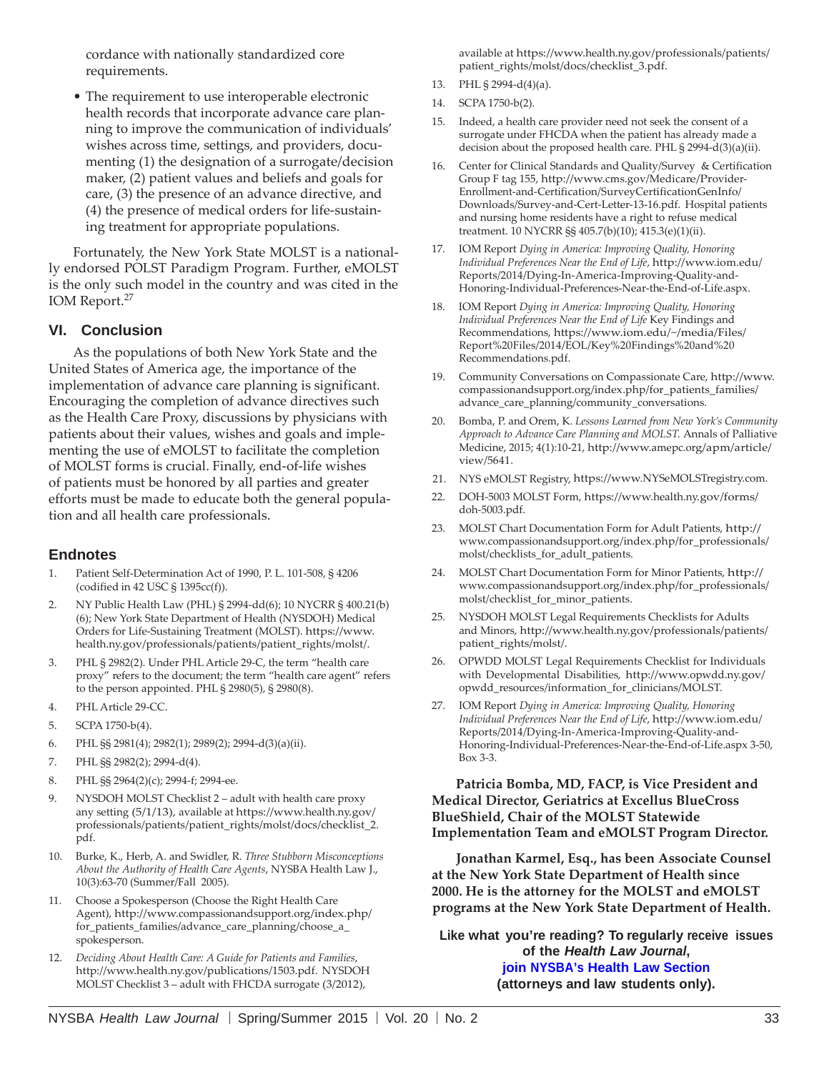cordance with nationally standardized core requirements.

- The requirement to use interoperable electronic health records that incorporate advance care planning to improve the communication of individuals' wishes across time, settings, and providers, documenting (1) the designation of a surrogate/decision maker, (2) patient values and beliefs and goals for care, (3) the presence of an advance directive, and (4) the presence of medical orders for life-sustaining treatment for appropriate populations.

Fortunately, the New York State MOLST is a nationally endorsed POLST Paradigm Program. Further, eMOLST is the only such model in the country and was cited in the IOM Report.[27]

## VI. Conclusion

As the populations of both New York State and the United States of America age, the importance of the implementation of advance care planning is significant. Encouraging the completion of advance directives such as the Health Care Proxy, discussions by physicians with patients about their values, wishes and goals and implementing the use of eMOLST to facilitate the completion of MOLST forms is crucial. Finally, end-of-life wishes of patients must be honored by all parties and greater efforts must be made to educate both the general population and all health care professionals.

## Endnotes

1. Patient Self-Determination Act of 1990, P. L. 101-508, § 4206 (codified in 42 USC § 1395cc(f)).
2. NY Public Health Law (PHL) § 2994-dd(6); 10 NYCRR § 400.21(b)(6); New York State Department of Health (NYSDOH) Medical Orders for Life-Sustaining Treatment (MOLST). https://www.health.ny.gov/professionals/patients/patient_rights/molst/.
3. PHL § 2982(2). Under PHL Article 29-C, the term "health care proxy" refers to the document; the term "health care agent" refers to the person appointed. PHL § 2980(5), § 2980(8).
4. PHL Article 29-CC.
5. SCPA 1750-b(4).
6. PHL §§ 2981(4); 2982(1); 2989(2); 2994-d(3)(a)(ii).
7. PHL §§ 2982(2); 2994-d(4).
8. PHL §§ 2964(2)(c); 2994-f; 2994-ee.
9. NYSDOH MOLST Checklist 2 – adult with health care proxy any setting (5/1/13), available at https://www.health.ny.gov/professionals/patients/patient_rights/molst/docs/checklist_2.pdf.
10. Burke, K., Herb, A. and Swidler, R. *Three Stubborn Misconceptions About the Authority of Health Care Agents*, NYSBA Health Law J., 10(3):63-70 (Summer/Fall 2005).
11. Choose a Spokesperson (Choose the Right Health Care Agent), http://www.compassionandsupport.org/index.php/for_patients_families/advance_care_planning/choose_a_spokesperson.
12. *Deciding About Health Care: A Guide for Patients and Families*, http://www.health.ny.gov/publications/1503.pdf. NYSDOH MOLST Checklist 3 – adult with FHCDA surrogate (3/2012), available at https://www.health.ny.gov/professionals/patients/patient_rights/molst/docs/checklist_3.pdf.
13. PHL § 2994-d(4)(a).
14. SCPA 1750-b(2).
15. Indeed, a health care provider need not seek the consent of a surrogate under FHCDA when the patient has already made a decision about the proposed health care. PHL § 2994-d(3)(a)(ii).
16. Center for Clinical Standards and Quality/Survey & Certification Group F tag 155, http://www.cms.gov/Medicare/Provider-Enrollment-and-Certification/SurveyCertificationGenInfo/Downloads/Survey-and-Cert-Letter-13-16.pdf. Hospital patients and nursing home residents have a right to refuse medical treatment. 10 NYCRR §§ 405.7(b)(10); 415.3(e)(1)(ii).
17. IOM Report *Dying in America: Improving Quality, Honoring Individual Preferences Near the End of Life*, http://www.iom.edu/Reports/2014/Dying-In-America-Improving-Quality-and-Honoring-Individual-Preferences-Near-the-End-of-Life.aspx.
18. IOM Report *Dying in America: Improving Quality, Honoring Individual Preferences Near the End of Life* Key Findings and Recommendations, https://www.iom.edu/~/media/Files/Report%20Files/2014/EOL/Key%20Findings%20and%20Recommendations.pdf.
19. Community Conversations on Compassionate Care, http://www.compassionandsupport.org/index.php/for_patients_families/advance_care_planning/community_conversations.
20. Bomba, P. and Orem, K. *Lessons Learned from New York's Community Approach to Advance Care Planning and MOLST*. Annals of Palliative Medicine, 2015; 4(1):10-21, http://www.amepc.org/apm/article/view/5641.
21. NYS eMOLST Registry, https://www.NYSeMOLSTregistry.com.
22. DOH-5003 MOLST Form, https://www.health.ny.gov/forms/doh-5003.pdf.
23. MOLST Chart Documentation Form for Adult Patients, http://www.compassionandsupport.org/index.php/for_professionals/molst/checklists_for_adult_patients.
24. MOLST Chart Documentation Form for Minor Patients, http://www.compassionandsupport.org/index.php/for_professionals/molst/checklist_for_minor_patients.
25. NYSDOH MOLST Legal Requirements Checklists for Adults and Minors, http://www.health.ny.gov/professionals/patients/patient_rights/molst/.
26. OPWDD MOLST Legal Requirements Checklist for Individuals with Developmental Disabilities, http://www.opwdd.ny.gov/opwdd_resources/information_for_clinicians/MOLST.
27. IOM Report *Dying in America: Improving Quality, Honoring Individual Preferences Near the End of Life*, http://www.iom.edu/Reports/2014/Dying-In-America-Improving-Quality-and-Honoring-Individual-Preferences-Near-the-End-of-Life.aspx 3-50, Box 3-3.

**Patricia Bomba, MD, FACP, is Vice President and Medical Director, Geriatrics at Excellus BlueCross BlueShield, Chair of the MOLST Statewide Implementation Team and eMOLST Program Director.**

**Jonathan Karmel, Esq., has been Associate Counsel at the New York State Department of Health since 2000. He is the attorney for the MOLST and eMOLST programs at the New York State Department of Health.**

**Like what you're reading? To regularly receive issues of the *Health Law Journal*, join NYSBA's Health Law Section (attorneys and law students only).**